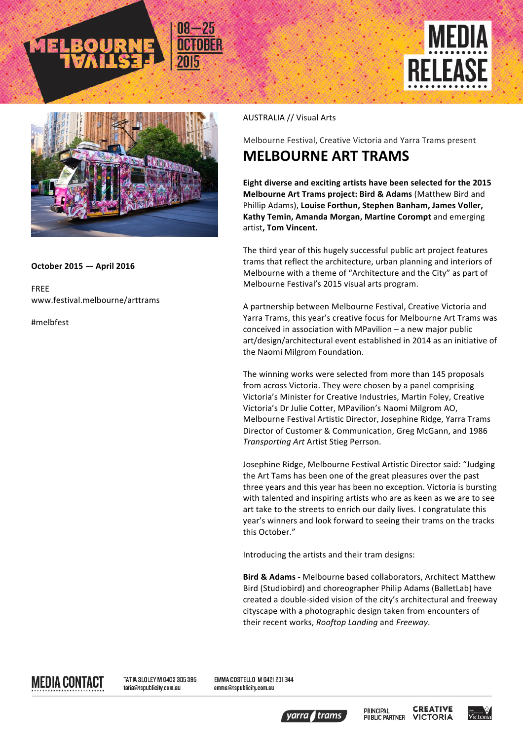MELBOURNE FESTIVAL 08—25 OCTOBER 2015

MEDIA RELEASE

**October 2015 — April 2016**

FREE
www.festival.melbourne/arttrams

#melbfest

AUSTRALIA // Visual Arts

Melbourne Festival, Creative Victoria and Yarra Trams present

# MELBOURNE ART TRAMS

**Eight diverse and exciting artists have been selected for the 2015 Melbourne Art Trams project: Bird & Adams** (Matthew Bird and Phillip Adams), **Louise Forthun, Stephen Banham, James Voller, Kathy Temin, Amanda Morgan, Martine Corompt** and emerging artist**, Tom Vincent.**

The third year of this hugely successful public art project features trams that reflect the architecture, urban planning and interiors of Melbourne with a theme of "Architecture and the City" as part of Melbourne Festival's 2015 visual arts program.

A partnership between Melbourne Festival, Creative Victoria and Yarra Trams, this year's creative focus for Melbourne Art Trams was conceived in association with MPavilion – a new major public art/design/architectural event established in 2014 as an initiative of the Naomi Milgrom Foundation.

The winning works were selected from more than 145 proposals from across Victoria. They were chosen by a panel comprising Victoria's Minister for Creative Industries, Martin Foley, Creative Victoria's Dr Julie Cotter, MPavilion's Naomi Milgrom AO, Melbourne Festival Artistic Director, Josephine Ridge, Yarra Trams Director of Customer & Communication, Greg McGann, and 1986 *Transporting Art* Artist Stieg Perrson.

Josephine Ridge, Melbourne Festival Artistic Director said: "Judging the Art Tams has been one of the great pleasures over the past three years and this year has been no exception. Victoria is bursting with talented and inspiring artists who are as keen as we are to see art take to the streets to enrich our daily lives. I congratulate this year's winners and look forward to seeing their trams on the tracks this October."

Introducing the artists and their tram designs:

**Bird & Adams -** Melbourne based collaborators, Architect Matthew Bird (Studiobird) and choreographer Philip Adams (BalletLab) have created a double-sided vision of the city's architectural and freeway cityscape with a photographic design taken from encounters of their recent works, *Rooftop Landing* and *Freeway*.

MEDIA CONTACT

TATIA SLOLEY M 0403 305 395
tatia@tspublicity.com.au

EMMA COSTELLO M 0421 201 344
emma@tspublicity.com.au

yarra trams — PRINCIPAL PUBLIC PARTNER — CREATIVE VICTORIA — Victoria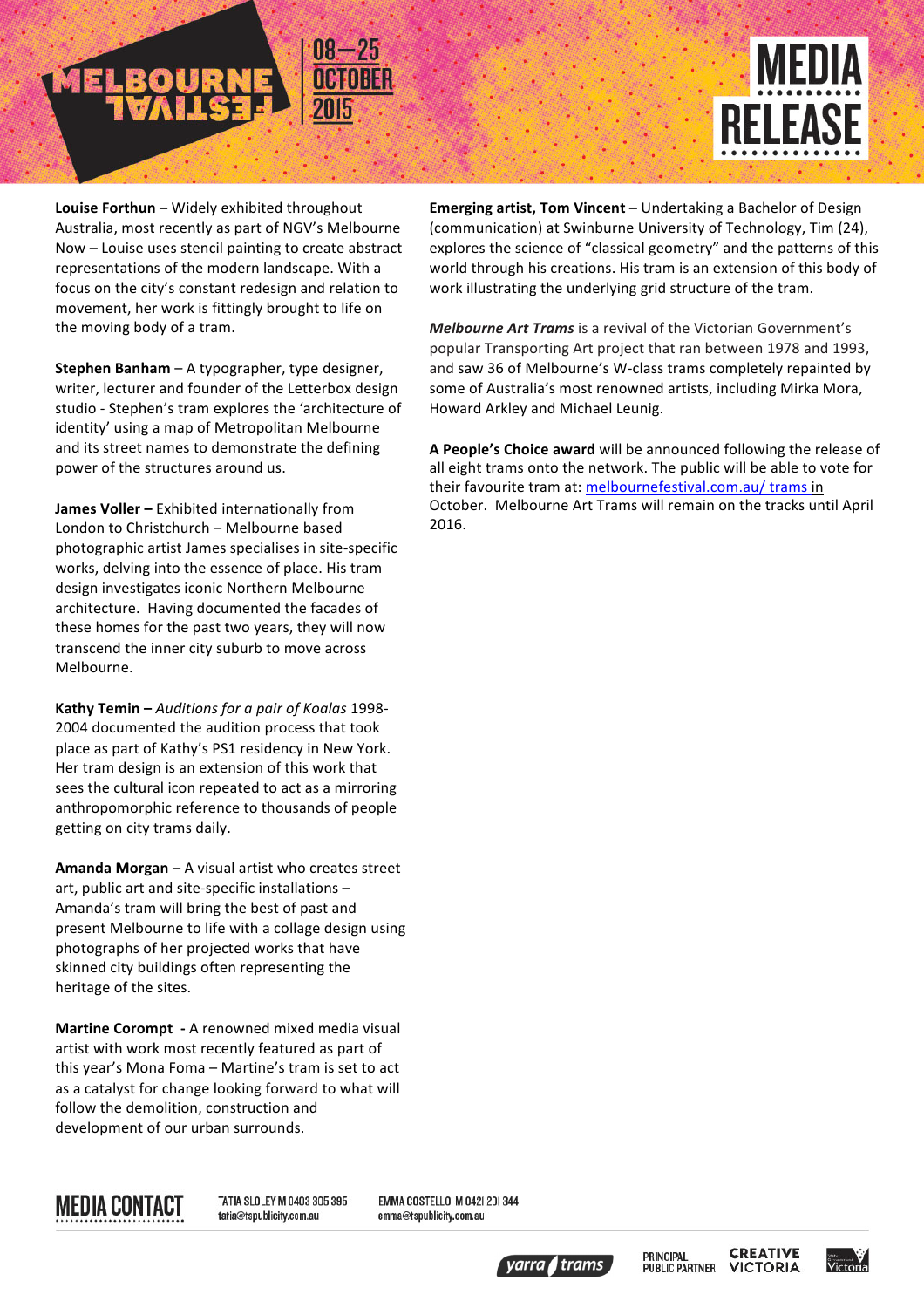**Louise Forthun –** Widely exhibited throughout Australia, most recently as part of NGV's Melbourne Now – Louise uses stencil painting to create abstract representations of the modern landscape. With a focus on the city's constant redesign and relation to movement, her work is fittingly brought to life on the moving body of a tram.

**Stephen Banham** – A typographer, type designer, writer, lecturer and founder of the Letterbox design studio - Stephen's tram explores the 'architecture of identity' using a map of Metropolitan Melbourne and its street names to demonstrate the defining power of the structures around us.

**James Voller –** Exhibited internationally from London to Christchurch – Melbourne based photographic artist James specialises in site-specific works, delving into the essence of place. His tram design investigates iconic Northern Melbourne architecture. Having documented the facades of these homes for the past two years, they will now transcend the inner city suburb to move across Melbourne.

**Kathy Temin –** *Auditions for a pair of Koalas* 1998-2004 documented the audition process that took place as part of Kathy's PS1 residency in New York. Her tram design is an extension of this work that sees the cultural icon repeated to act as a mirroring anthropomorphic reference to thousands of people getting on city trams daily.

**Amanda Morgan** – A visual artist who creates street art, public art and site-specific installations – Amanda's tram will bring the best of past and present Melbourne to life with a collage design using photographs of her projected works that have skinned city buildings often representing the heritage of the sites.

**Martine Corompt -** A renowned mixed media visual artist with work most recently featured as part of this year's Mona Foma – Martine's tram is set to act as a catalyst for change looking forward to what will follow the demolition, construction and development of our urban surrounds.

**Emerging artist, Tom Vincent –** Undertaking a Bachelor of Design (communication) at Swinburne University of Technology, Tim (24), explores the science of "classical geometry" and the patterns of this world through his creations. His tram is an extension of this body of work illustrating the underlying grid structure of the tram.

***Melbourne Art Trams*** is a revival of the Victorian Government's popular Transporting Art project that ran between 1978 and 1993, and saw 36 of Melbourne's W-class trams completely repainted by some of Australia's most renowned artists, including Mirka Mora, Howard Arkley and Michael Leunig.

**A People's Choice award** will be announced following the release of all eight trams onto the network. The public will be able to vote for their favourite tram at: melbournefestival.com.au/ trams in October. Melbourne Art Trams will remain on the tracks until April 2016.

**MEDIA CONTACT**

TATIA SLOLEY M 0403 305 395
tatia@tspublicity.com.au

EMMA COSTELLO M 0421 201 344
emma@tspublicity.com.au